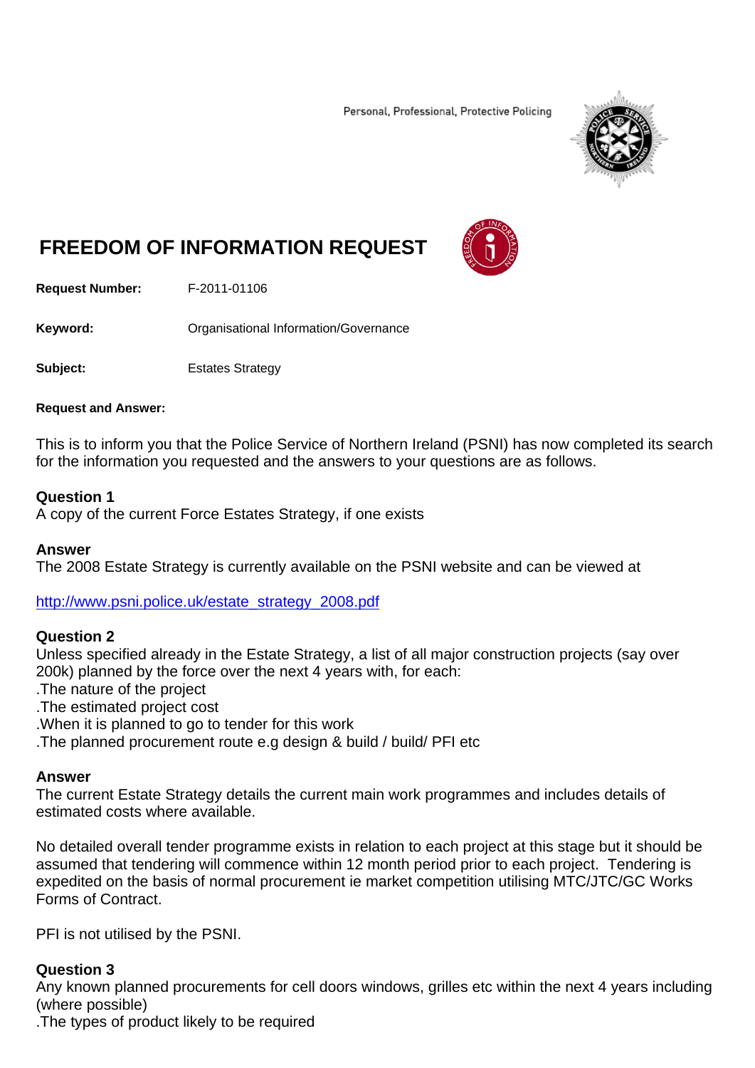Personal, Professional, Protective Policing

# FREEDOM OF INFORMATION REQUEST

**Request Number:** F-2011-01106

**Keyword:** Organisational Information/Governance

**Subject:** Estates Strategy

**Request and Answer:**

This is to inform you that the Police Service of Northern Ireland (PSNI) has now completed its search for the information you requested and the answers to your questions are as follows.

**Question 1**
A copy of the current Force Estates Strategy, if one exists

**Answer**
The 2008 Estate Strategy is currently available on the PSNI website and can be viewed at

http://www.psni.police.uk/estate_strategy_2008.pdf

**Question 2**
Unless specified already in the Estate Strategy, a list of all major construction projects (say over 200k) planned by the force over the next 4 years with, for each:
.The nature of the project
.The estimated project cost
.When it is planned to go to tender for this work
.The planned procurement route e.g design & build / build/ PFI etc

**Answer**
The current Estate Strategy details the current main work programmes and includes details of estimated costs where available.

No detailed overall tender programme exists in relation to each project at this stage but it should be assumed that tendering will commence within 12 month period prior to each project. Tendering is expedited on the basis of normal procurement ie market competition utilising MTC/JTC/GC Works Forms of Contract.

PFI is not utilised by the PSNI.

**Question 3**
Any known planned procurements for cell doors windows, grilles etc within the next 4 years including (where possible)
.The types of product likely to be required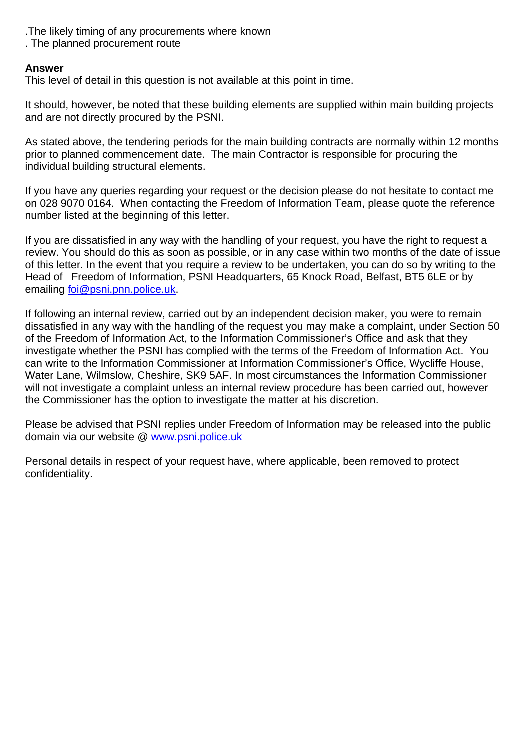.The likely timing of any procurements where known
. The planned procurement route

**Answer**
This level of detail in this question is not available at this point in time.

It should, however, be noted that these building elements are supplied within main building projects and are not directly procured by the PSNI.

As stated above, the tendering periods for the main building contracts are normally within 12 months prior to planned commencement date. The main Contractor is responsible for procuring the individual building structural elements.

If you have any queries regarding your request or the decision please do not hesitate to contact me on 028 9070 0164. When contacting the Freedom of Information Team, please quote the reference number listed at the beginning of this letter.

If you are dissatisfied in any way with the handling of your request, you have the right to request a review. You should do this as soon as possible, or in any case within two months of the date of issue of this letter. In the event that you require a review to be undertaken, you can do so by writing to the Head of Freedom of Information, PSNI Headquarters, 65 Knock Road, Belfast, BT5 6LE or by emailing foi@psni.pnn.police.uk.

If following an internal review, carried out by an independent decision maker, you were to remain dissatisfied in any way with the handling of the request you may make a complaint, under Section 50 of the Freedom of Information Act, to the Information Commissioner's Office and ask that they investigate whether the PSNI has complied with the terms of the Freedom of Information Act. You can write to the Information Commissioner at Information Commissioner's Office, Wycliffe House, Water Lane, Wilmslow, Cheshire, SK9 5AF. In most circumstances the Information Commissioner will not investigate a complaint unless an internal review procedure has been carried out, however the Commissioner has the option to investigate the matter at his discretion.

Please be advised that PSNI replies under Freedom of Information may be released into the public domain via our website @ www.psni.police.uk

Personal details in respect of your request have, where applicable, been removed to protect confidentiality.